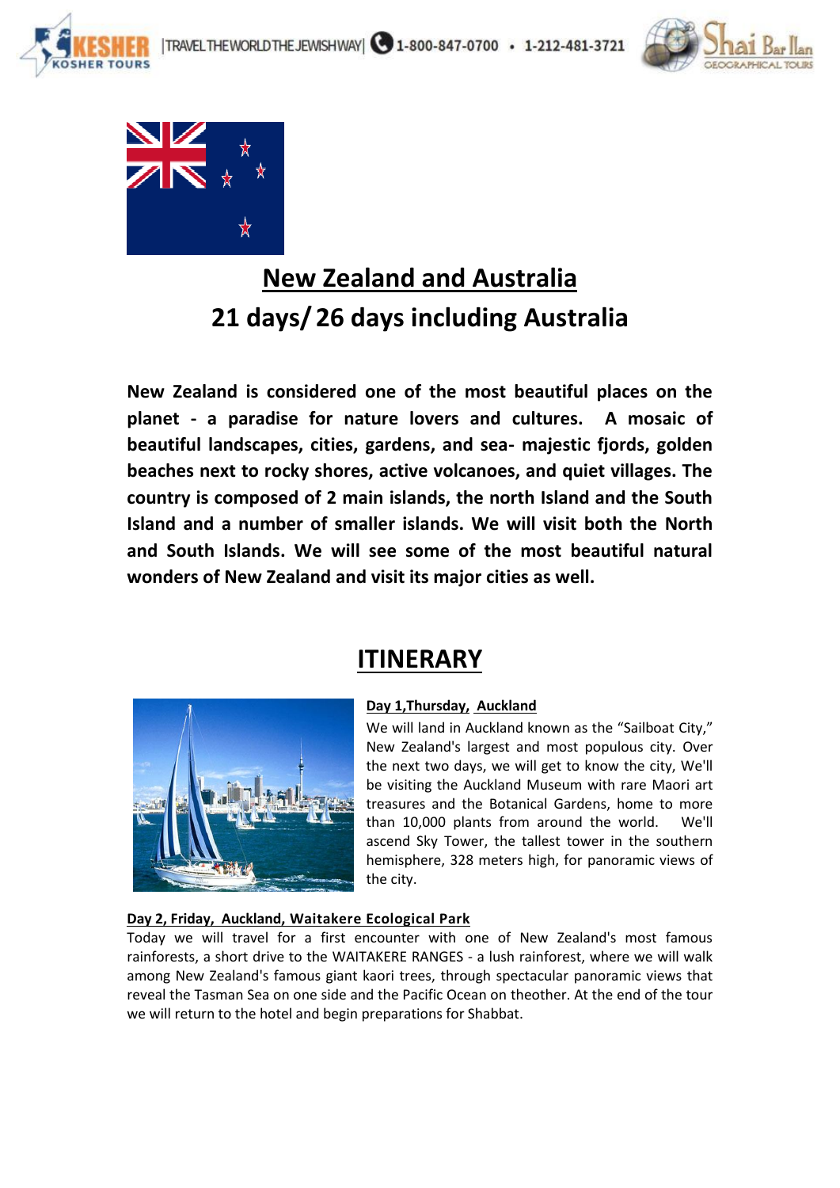# New Zealand and Australia

## 21 days/ 26 days including Australia

**New Zealand is considered one of the most beautiful places on the planet - a paradise for nature lovers and cultures. A mosaic of beautiful landscapes, cities, gardens, and sea- majestic fjords, golden beaches next to rocky shores, active volcanoes, and quiet villages. The country is composed of 2 main islands, the north Island and the South Island and a number of smaller islands. We will visit both the North and South Islands. We will see some of the most beautiful natural wonders of New Zealand and visit its major cities as well.**

## ITINERARY

**Day 1,Thursday, Auckland**

We will land in Auckland known as the "Sailboat City," New Zealand's largest and most populous city. Over the next two days, we will get to know the city, We'll be visiting the Auckland Museum with rare Maori art treasures and the Botanical Gardens, home to more than 10,000 plants from around the world. We'll ascend Sky Tower, the tallest tower in the southern hemisphere, 328 meters high, for panoramic views of the city.

**Day 2, Friday, Auckland, Waitakere Ecological Park**

Today we will travel for a first encounter with one of New Zealand's most famous rainforests, a short drive to the WAITAKERE RANGES - a lush rainforest, where we will walk among New Zealand's famous giant kaori trees, through spectacular panoramic views that reveal the Tasman Sea on one side and the Pacific Ocean on theother. At the end of the tour we will return to the hotel and begin preparations for Shabbat.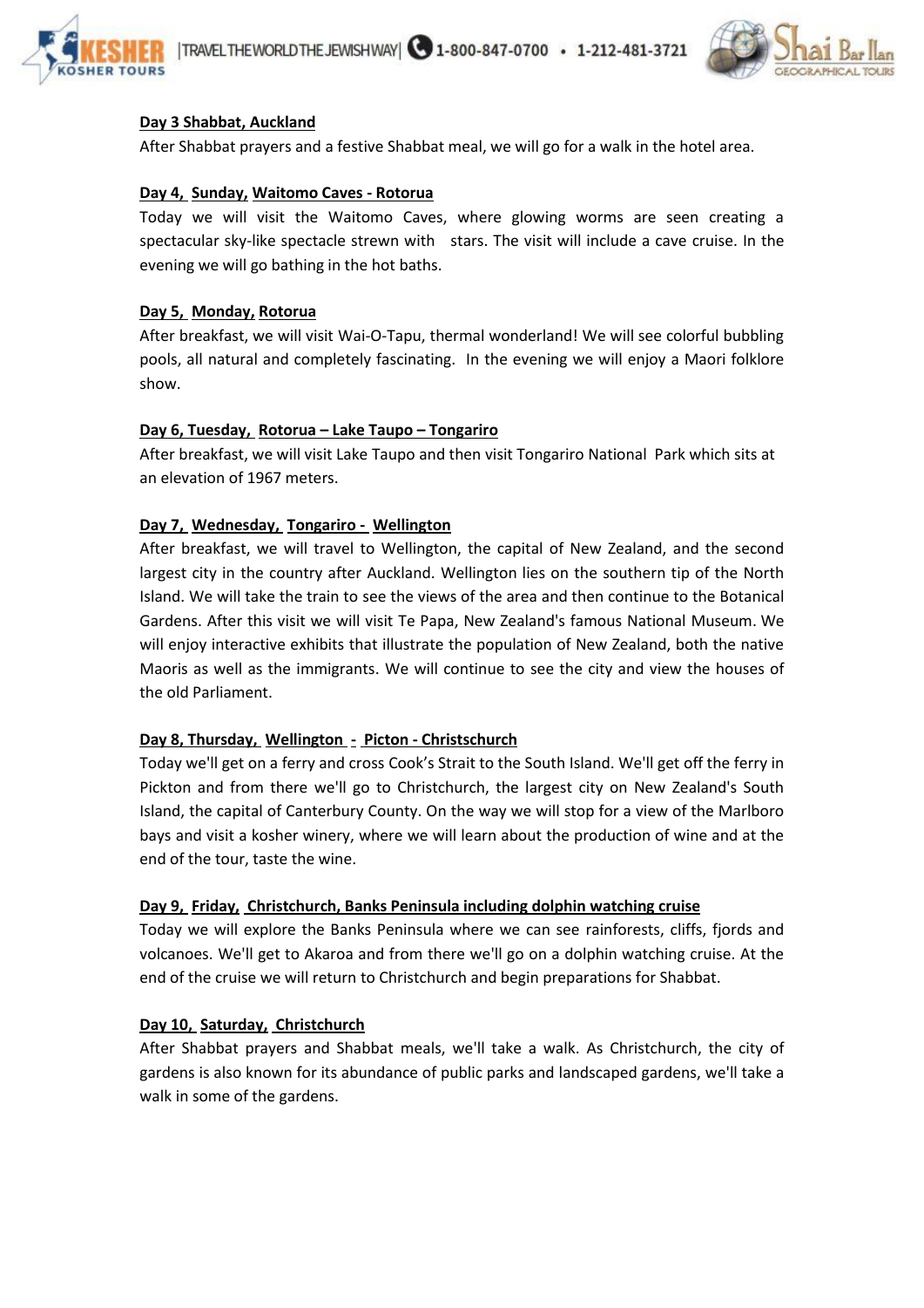**Day 3 Shabbat, Auckland**

After Shabbat prayers and a festive Shabbat meal, we will go for a walk in the hotel area.

**Day 4, Sunday, Waitomo Caves - Rotorua**

Today we will visit the Waitomo Caves, where glowing worms are seen creating a spectacular sky-like spectacle strewn with stars. The visit will include a cave cruise. In the evening we will go bathing in the hot baths.

**Day 5, Monday, Rotorua**

After breakfast, we will visit Wai-O-Tapu, thermal wonderland! We will see colorful bubbling pools, all natural and completely fascinating. In the evening we will enjoy a Maori folklore show.

**Day 6, Tuesday, Rotorua – Lake Taupo – Tongariro**

After breakfast, we will visit Lake Taupo and then visit Tongariro National Park which sits at an elevation of 1967 meters.

**Day 7, Wednesday, Tongariro - Wellington**

After breakfast, we will travel to Wellington, the capital of New Zealand, and the second largest city in the country after Auckland. Wellington lies on the southern tip of the North Island. We will take the train to see the views of the area and then continue to the Botanical Gardens. After this visit we will visit Te Papa, New Zealand's famous National Museum. We will enjoy interactive exhibits that illustrate the population of New Zealand, both the native Maoris as well as the immigrants. We will continue to see the city and view the houses of the old Parliament.

**Day 8, Thursday, Wellington - Picton - Christschurch**

Today we'll get on a ferry and cross Cook's Strait to the South Island. We'll get off the ferry in Pickton and from there we'll go to Christchurch, the largest city on New Zealand's South Island, the capital of Canterbury County. On the way we will stop for a view of the Marlboro bays and visit a kosher winery, where we will learn about the production of wine and at the end of the tour, taste the wine.

**Day 9, Friday, Christchurch, Banks Peninsula including dolphin watching cruise**

Today we will explore the Banks Peninsula where we can see rainforests, cliffs, fjords and volcanoes. We'll get to Akaroa and from there we'll go on a dolphin watching cruise. At the end of the cruise we will return to Christchurch and begin preparations for Shabbat.

**Day 10, Saturday, Christchurch**

After Shabbat prayers and Shabbat meals, we'll take a walk. As Christchurch, the city of gardens is also known for its abundance of public parks and landscaped gardens, we'll take a walk in some of the gardens.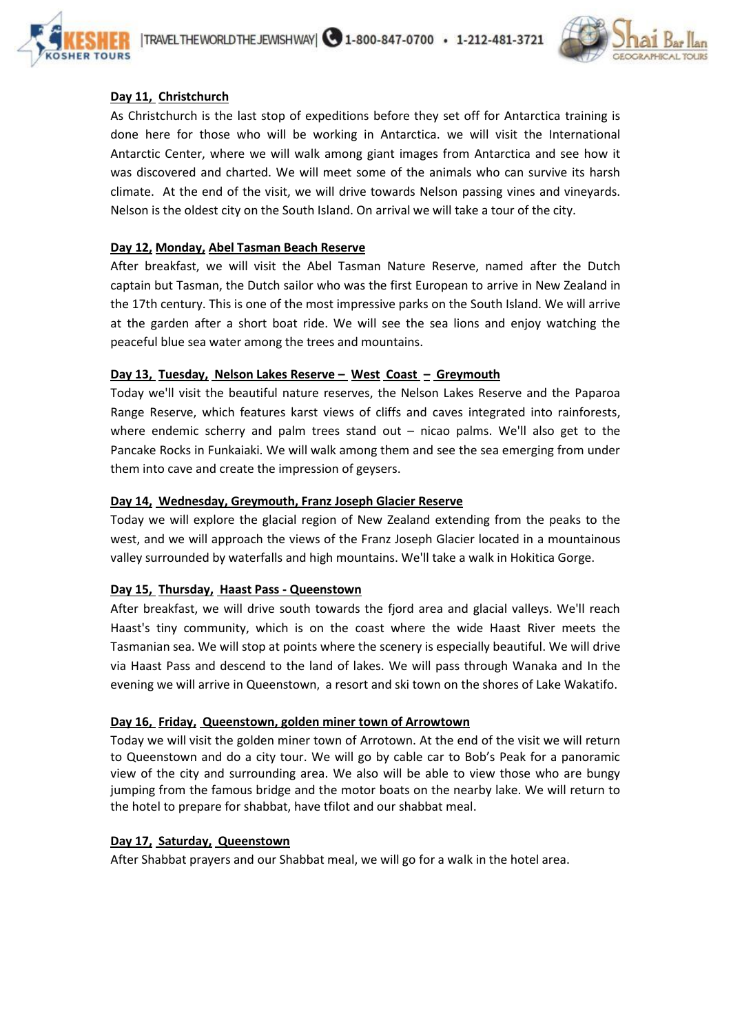**Day 11, Christchurch**

As Christchurch is the last stop of expeditions before they set off for Antarctica training is done here for those who will be working in Antarctica. we will visit the International Antarctic Center, where we will walk among giant images from Antarctica and see how it was discovered and charted. We will meet some of the animals who can survive its harsh climate. At the end of the visit, we will drive towards Nelson passing vines and vineyards. Nelson is the oldest city on the South Island. On arrival we will take a tour of the city.

**Day 12, Monday, Abel Tasman Beach Reserve**

After breakfast, we will visit the Abel Tasman Nature Reserve, named after the Dutch captain but Tasman, the Dutch sailor who was the first European to arrive in New Zealand in the 17th century. This is one of the most impressive parks on the South Island. We will arrive at the garden after a short boat ride. We will see the sea lions and enjoy watching the peaceful blue sea water among the trees and mountains.

**Day 13, Tuesday, Nelson Lakes Reserve – West Coast – Greymouth**

Today we'll visit the beautiful nature reserves, the Nelson Lakes Reserve and the Paparoa Range Reserve, which features karst views of cliffs and caves integrated into rainforests, where endemic scherry and palm trees stand out – nicao palms. We'll also get to the Pancake Rocks in Funkaiaki. We will walk among them and see the sea emerging from under them into cave and create the impression of geysers.

**Day 14, Wednesday, Greymouth, Franz Joseph Glacier Reserve**

Today we will explore the glacial region of New Zealand extending from the peaks to the west, and we will approach the views of the Franz Joseph Glacier located in a mountainous valley surrounded by waterfalls and high mountains. We'll take a walk in Hokitica Gorge.

**Day 15, Thursday, Haast Pass - Queenstown**

After breakfast, we will drive south towards the fjord area and glacial valleys. We'll reach Haast's tiny community, which is on the coast where the wide Haast River meets the Tasmanian sea. We will stop at points where the scenery is especially beautiful. We will drive via Haast Pass and descend to the land of lakes. We will pass through Wanaka and In the evening we will arrive in Queenstown, a resort and ski town on the shores of Lake Wakatifo.

**Day 16, Friday, Queenstown, golden miner town of Arrowtown**

Today we will visit the golden miner town of Arrotown. At the end of the visit we will return to Queenstown and do a city tour. We will go by cable car to Bob's Peak for a panoramic view of the city and surrounding area. We also will be able to view those who are bungy jumping from the famous bridge and the motor boats on the nearby lake. We will return to the hotel to prepare for shabbat, have tfilot and our shabbat meal.

**Day 17, Saturday, Queenstown**

After Shabbat prayers and our Shabbat meal, we will go for a walk in the hotel area.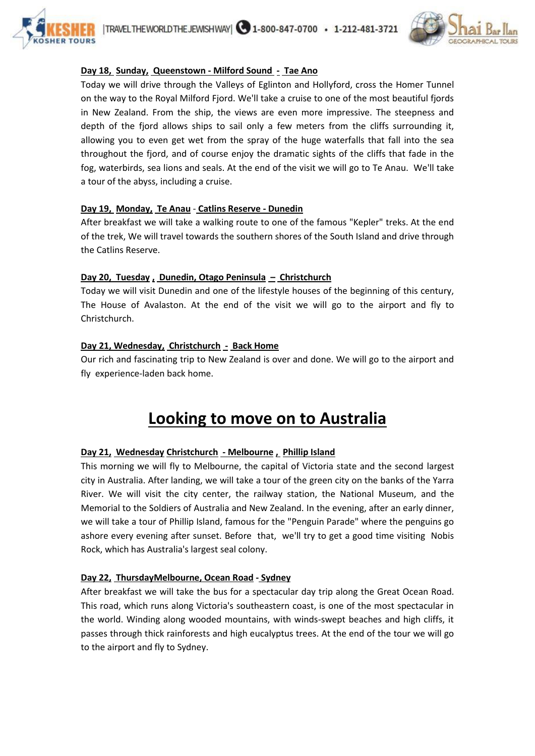**Day 18, Sunday, Queenstown - Milford Sound - Tae Ano**

Today we will drive through the Valleys of Eglinton and Hollyford, cross the Homer Tunnel on the way to the Royal Milford Fjord. We'll take a cruise to one of the most beautiful fjords in New Zealand. From the ship, the views are even more impressive. The steepness and depth of the fjord allows ships to sail only a few meters from the cliffs surrounding it, allowing you to even get wet from the spray of the huge waterfalls that fall into the sea throughout the fjord, and of course enjoy the dramatic sights of the cliffs that fade in the fog, waterbirds, sea lions and seals. At the end of the visit we will go to Te Anau. We'll take a tour of the abyss, including a cruise.

**Day 19, Monday, Te Anau - Catlins Reserve - Dunedin**

After breakfast we will take a walking route to one of the famous "Kepler" treks. At the end of the trek, We will travel towards the southern shores of the South Island and drive through the Catlins Reserve.

**Day 20, Tuesday , Dunedin, Otago Peninsula – Christchurch**

Today we will visit Dunedin and one of the lifestyle houses of the beginning of this century, The House of Avalaston. At the end of the visit we will go to the airport and fly to Christchurch.

**Day 21, Wednesday, Christchurch - Back Home**

Our rich and fascinating trip to New Zealand is over and done. We will go to the airport and fly experience-laden back home.

# Looking to move on to Australia

**Day 21, Wednesday Christchurch - Melbourne , Phillip Island**

This morning we will fly to Melbourne, the capital of Victoria state and the second largest city in Australia. After landing, we will take a tour of the green city on the banks of the Yarra River. We will visit the city center, the railway station, the National Museum, and the Memorial to the Soldiers of Australia and New Zealand. In the evening, after an early dinner, we will take a tour of Phillip Island, famous for the "Penguin Parade" where the penguins go ashore every evening after sunset. Before that, we'll try to get a good time visiting Nobis Rock, which has Australia's largest seal colony.

**Day 22, ThursdayMelbourne, Ocean Road - Sydney**

After breakfast we will take the bus for a spectacular day trip along the Great Ocean Road. This road, which runs along Victoria's southeastern coast, is one of the most spectacular in the world. Winding along wooded mountains, with winds-swept beaches and high cliffs, it passes through thick rainforests and high eucalyptus trees. At the end of the tour we will go to the airport and fly to Sydney.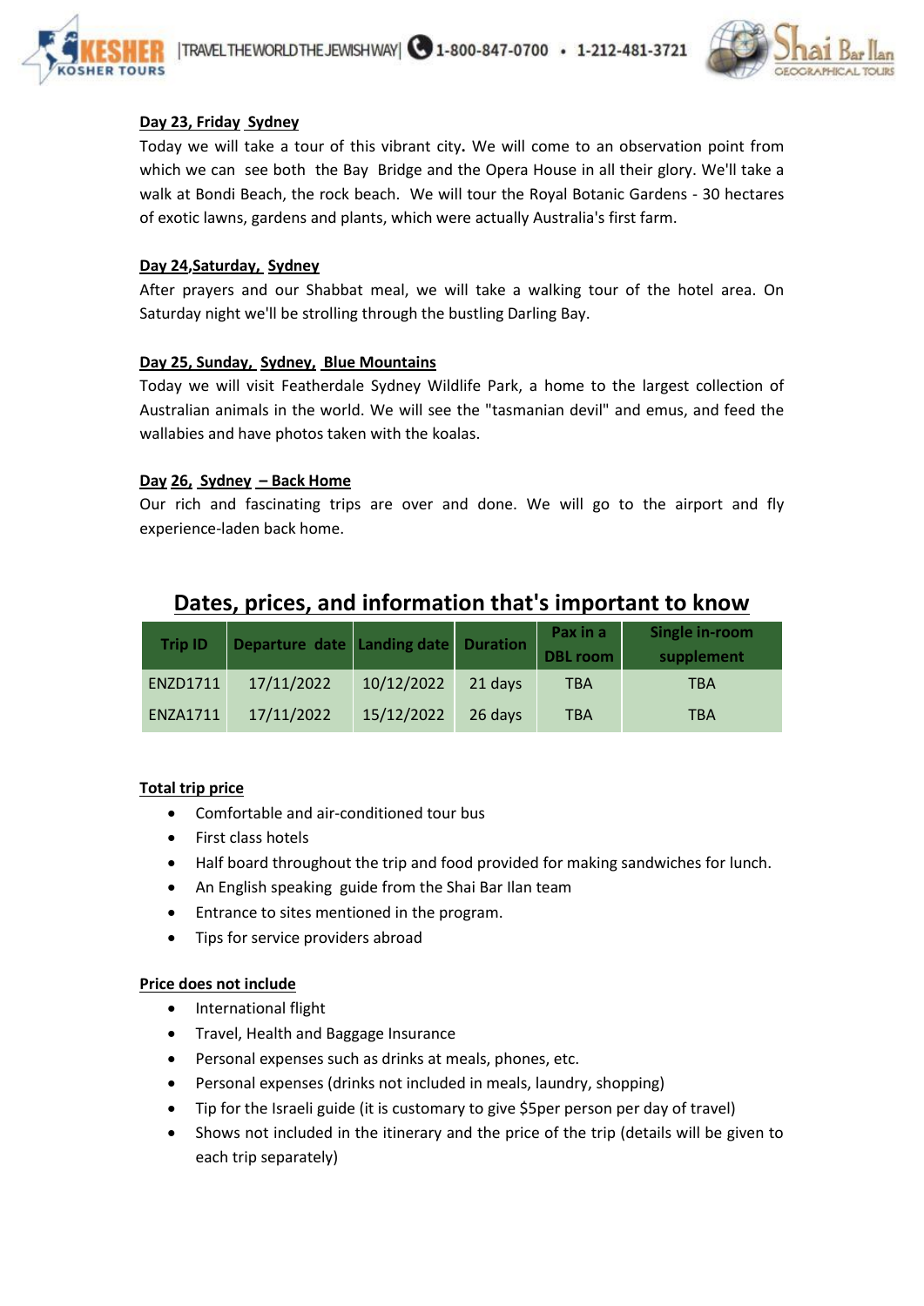**Day 23, Friday Sydney**

Today we will take a tour of this vibrant city**.** We will come to an observation point from which we can see both the Bay Bridge and the Opera House in all their glory. We'll take a walk at Bondi Beach, the rock beach. We will tour the Royal Botanic Gardens - 30 hectares of exotic lawns, gardens and plants, which were actually Australia's first farm.

**Day 24,Saturday, Sydney**

After prayers and our Shabbat meal, we will take a walking tour of the hotel area. On Saturday night we'll be strolling through the bustling Darling Bay.

**Day 25, Sunday, Sydney, Blue Mountains**

Today we will visit Featherdale Sydney Wildlife Park, a home to the largest collection of Australian animals in the world. We will see the "tasmanian devil" and emus, and feed the wallabies and have photos taken with the koalas.

**Day 26, Sydney – Back Home**

Our rich and fascinating trips are over and done. We will go to the airport and fly experience-laden back home.

## Dates, prices, and information that's important to know

| Trip ID | Departure date | Landing date | Duration | Pax in a DBL room | Single in-room supplement |
|---|---|---|---|---|---|
| ENZD1711 | 17/11/2022 | 10/12/2022 | 21 days | TBA | TBA |
| ENZA1711 | 17/11/2022 | 15/12/2022 | 26 days | TBA | TBA |

**Total trip price**

- Comfortable and air-conditioned tour bus
- First class hotels
- Half board throughout the trip and food provided for making sandwiches for lunch.
- An English speaking guide from the Shai Bar Ilan team
- Entrance to sites mentioned in the program.
- Tips for service providers abroad

**Price does not include**

- International flight
- Travel, Health and Baggage Insurance
- Personal expenses such as drinks at meals, phones, etc.
- Personal expenses (drinks not included in meals, laundry, shopping)
- Tip for the Israeli guide (it is customary to give $5per person per day of travel)
- Shows not included in the itinerary and the price of the trip (details will be given to each trip separately)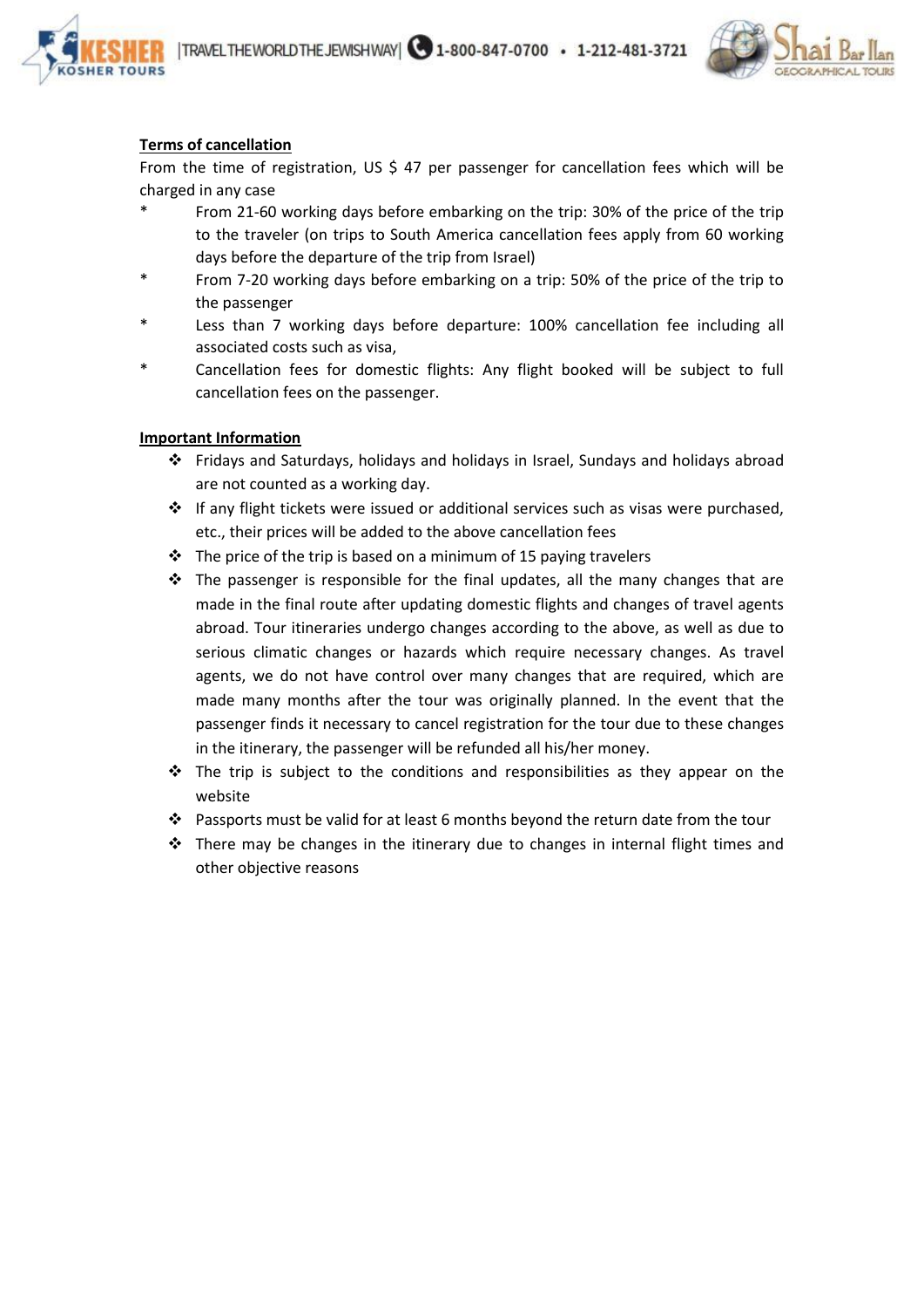**Terms of cancellation**

From the time of registration, US $ 47 per passenger for cancellation fees which will be charged in any case

- From 21-60 working days before embarking on the trip: 30% of the price of the trip to the traveler (on trips to South America cancellation fees apply from 60 working days before the departure of the trip from Israel)
- From 7-20 working days before embarking on a trip: 50% of the price of the trip to the passenger
- Less than 7 working days before departure: 100% cancellation fee including all associated costs such as visa,
- Cancellation fees for domestic flights: Any flight booked will be subject to full cancellation fees on the passenger.

**Important Information**

- Fridays and Saturdays, holidays and holidays in Israel, Sundays and holidays abroad are not counted as a working day.
- If any flight tickets were issued or additional services such as visas were purchased, etc., their prices will be added to the above cancellation fees
- The price of the trip is based on a minimum of 15 paying travelers
- The passenger is responsible for the final updates, all the many changes that are made in the final route after updating domestic flights and changes of travel agents abroad. Tour itineraries undergo changes according to the above, as well as due to serious climatic changes or hazards which require necessary changes. As travel agents, we do not have control over many changes that are required, which are made many months after the tour was originally planned. In the event that the passenger finds it necessary to cancel registration for the tour due to these changes in the itinerary, the passenger will be refunded all his/her money.
- The trip is subject to the conditions and responsibilities as they appear on the website
- Passports must be valid for at least 6 months beyond the return date from the tour
- There may be changes in the itinerary due to changes in internal flight times and other objective reasons